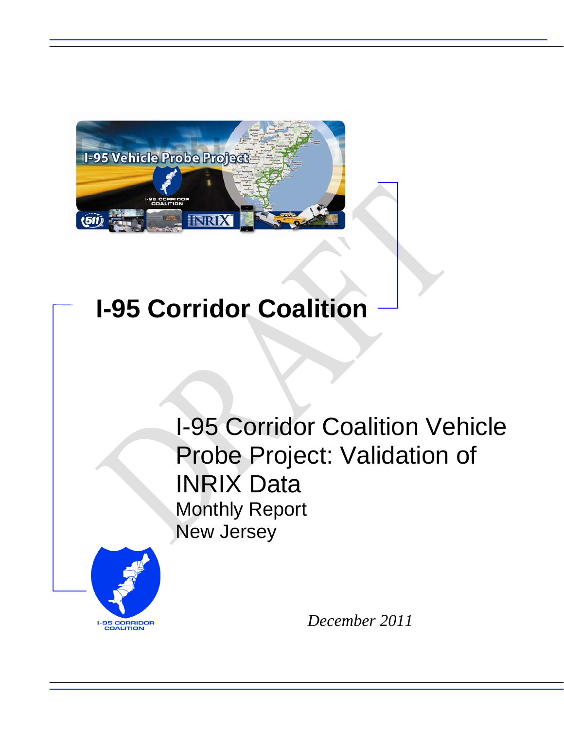# I-95 Corridor Coalition

## I-95 Corridor Coalition Vehicle Probe Project: Validation of INRIX Data

Monthly Report

New Jersey

*December 2011*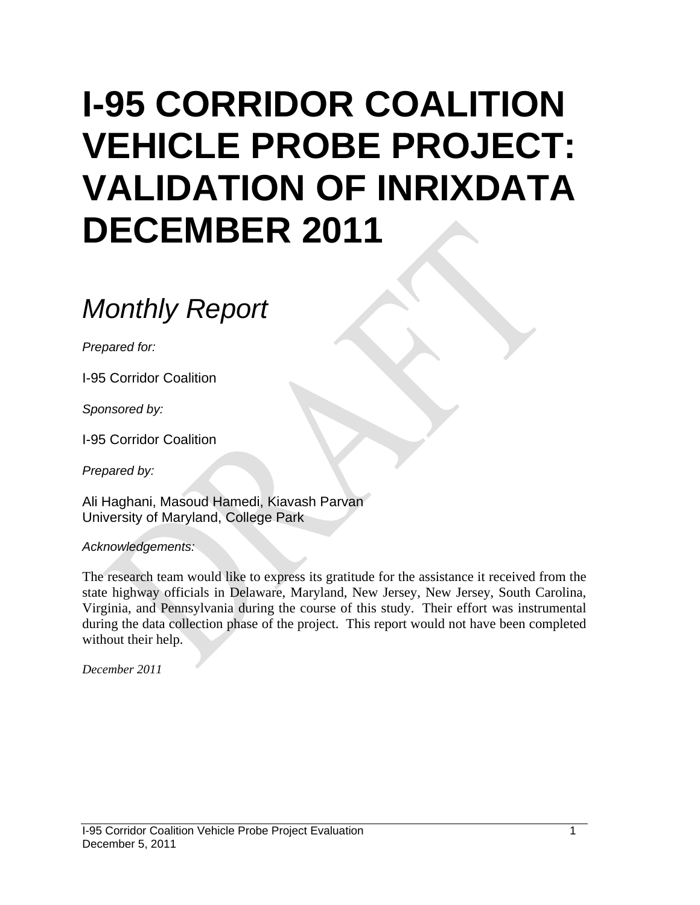# I-95 CORRIDOR COALITION VEHICLE PROBE PROJECT: VALIDATION OF INRIXDATA DECEMBER 2011

## *Monthly Report*

*Prepared for:*

I-95 Corridor Coalition

*Sponsored by:*

I-95 Corridor Coalition

*Prepared by:*

Ali Haghani, Masoud Hamedi, Kiavash Parvan
University of Maryland, College Park

*Acknowledgements:*

The research team would like to express its gratitude for the assistance it received from the state highway officials in Delaware, Maryland, New Jersey, New Jersey, South Carolina, Virginia, and Pennsylvania during the course of this study. Their effort was instrumental during the data collection phase of the project. This report would not have been completed without their help.

*December 2011*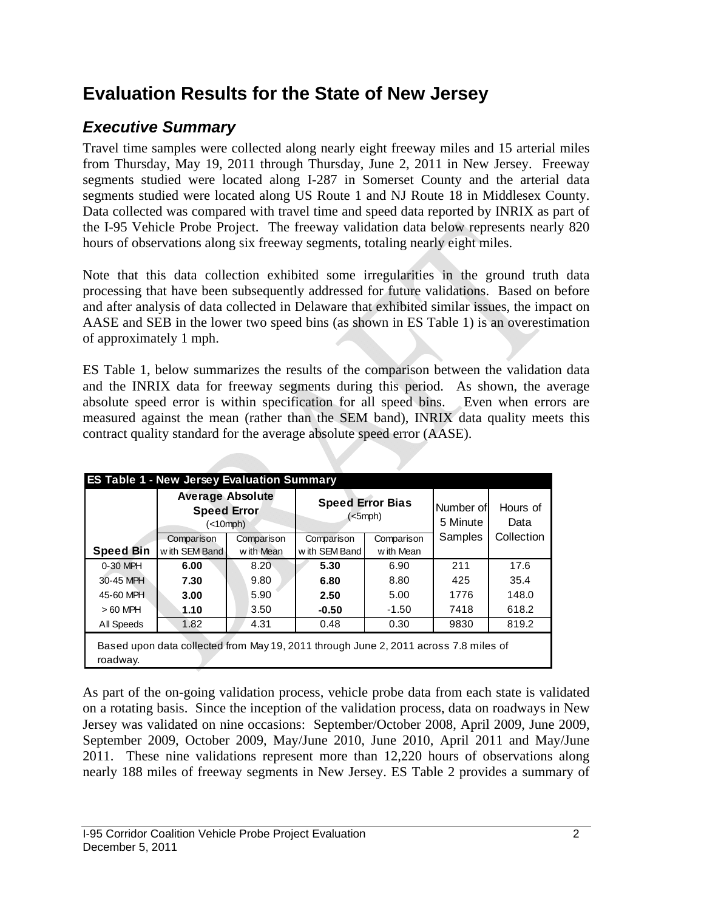# Evaluation Results for the State of New Jersey

## *Executive Summary*

Travel time samples were collected along nearly eight freeway miles and 15 arterial miles from Thursday, May 19, 2011 through Thursday, June 2, 2011 in New Jersey. Freeway segments studied were located along I-287 in Somerset County and the arterial data segments studied were located along US Route 1 and NJ Route 18 in Middlesex County. Data collected was compared with travel time and speed data reported by INRIX as part of the I-95 Vehicle Probe Project. The freeway validation data below represents nearly 820 hours of observations along six freeway segments, totaling nearly eight miles.

Note that this data collection exhibited some irregularities in the ground truth data processing that have been subsequently addressed for future validations. Based on before and after analysis of data collected in Delaware that exhibited similar issues, the impact on AASE and SEB in the lower two speed bins (as shown in ES Table 1) is an overestimation of approximately 1 mph.

ES Table 1, below summarizes the results of the comparison between the validation data and the INRIX data for freeway segments during this period. As shown, the average absolute speed error is within specification for all speed bins. Even when errors are measured against the mean (rather than the SEM band), INRIX data quality meets this contract quality standard for the average absolute speed error (AASE).

**ES Table 1 - New Jersey Evaluation Summary**

| | **Average Absolute Speed Error** (<10mph) | | **Speed Error Bias** (<5mph) | | Number of 5 Minute Samples | Hours of Data Collection |
|---|---|---|---|---|---|---|
| **Speed Bin** | Comparison with SEM Band | Comparison with Mean | Comparison with SEM Band | Comparison with Mean | | |
| 0-30 MPH | **6.00** | 8.20 | **5.30** | 6.90 | 211 | 17.6 |
| 30-45 MPH | **7.30** | 9.80 | **6.80** | 8.80 | 425 | 35.4 |
| 45-60 MPH | **3.00** | 5.90 | **2.50** | 5.00 | 1776 | 148.0 |
| > 60 MPH | **1.10** | 3.50 | **-0.50** | -1.50 | 7418 | 618.2 |
| All Speeds | 1.82 | 4.31 | 0.48 | 0.30 | 9830 | 819.2 |

Based upon data collected from May 19, 2011 through June 2, 2011 across 7.8 miles of roadway.

As part of the on-going validation process, vehicle probe data from each state is validated on a rotating basis. Since the inception of the validation process, data on roadways in New Jersey was validated on nine occasions: September/October 2008, April 2009, June 2009, September 2009, October 2009, May/June 2010, June 2010, April 2011 and May/June 2011. These nine validations represent more than 12,220 hours of observations along nearly 188 miles of freeway segments in New Jersey. ES Table 2 provides a summary of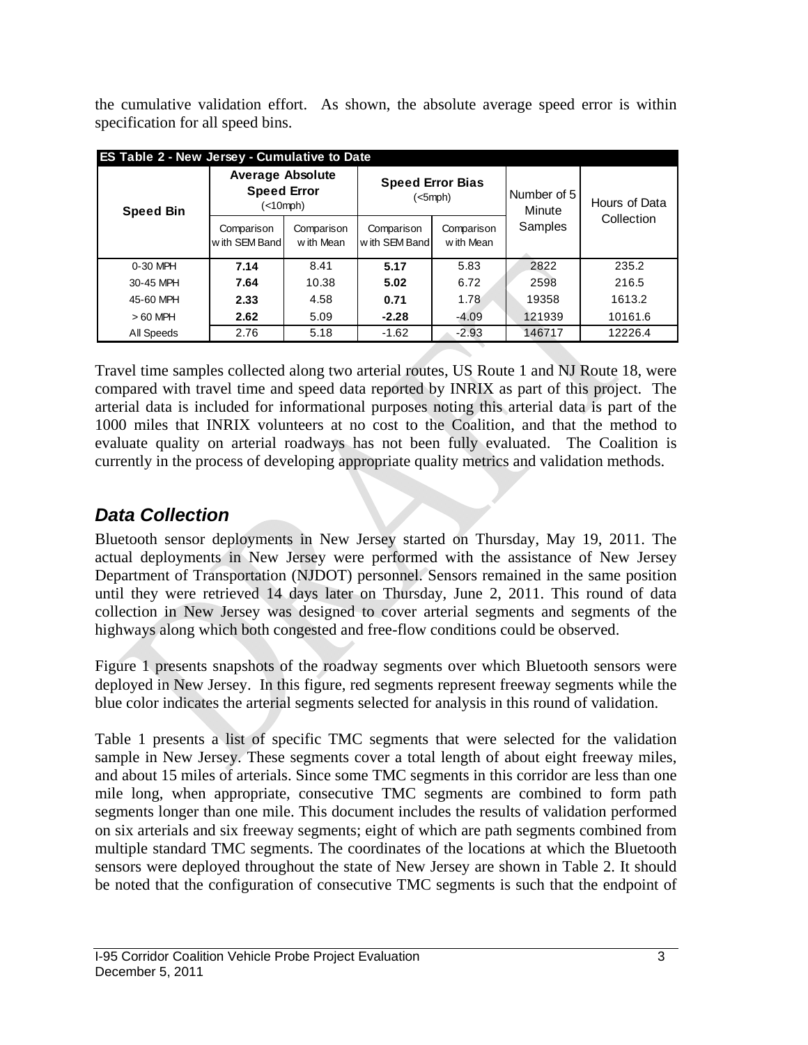the cumulative validation effort. As shown, the absolute average speed error is within specification for all speed bins.

| ES Table 2 - New Jersey - Cumulative to Date | | | | | | |
|---|---|---|---|---|---|---|
| **Speed Bin** | **Average Absolute Speed Error** (<10mph) | | **Speed Error Bias** (<5mph) | | Number of 5 Minute Samples | Hours of Data Collection |
| | Comparison with SEM Band | Comparison with Mean | Comparison with SEM Band | Comparison with Mean | | |
| 0-30 MPH | **7.14** | 8.41 | **5.17** | 5.83 | 2822 | 235.2 |
| 30-45 MPH | **7.64** | 10.38 | **5.02** | 6.72 | 2598 | 216.5 |
| 45-60 MPH | **2.33** | 4.58 | **0.71** | 1.78 | 19358 | 1613.2 |
| > 60 MPH | **2.62** | 5.09 | **-2.28** | -4.09 | 121939 | 10161.6 |
| All Speeds | 2.76 | 5.18 | -1.62 | -2.93 | 146717 | 12226.4 |

Travel time samples collected along two arterial routes, US Route 1 and NJ Route 18, were compared with travel time and speed data reported by INRIX as part of this project. The arterial data is included for informational purposes noting this arterial data is part of the 1000 miles that INRIX volunteers at no cost to the Coalition, and that the method to evaluate quality on arterial roadways has not been fully evaluated. The Coalition is currently in the process of developing appropriate quality metrics and validation methods.

## *Data Collection*

Bluetooth sensor deployments in New Jersey started on Thursday, May 19, 2011. The actual deployments in New Jersey were performed with the assistance of New Jersey Department of Transportation (NJDOT) personnel. Sensors remained in the same position until they were retrieved 14 days later on Thursday, June 2, 2011. This round of data collection in New Jersey was designed to cover arterial segments and segments of the highways along which both congested and free-flow conditions could be observed.

Figure 1 presents snapshots of the roadway segments over which Bluetooth sensors were deployed in New Jersey. In this figure, red segments represent freeway segments while the blue color indicates the arterial segments selected for analysis in this round of validation.

Table 1 presents a list of specific TMC segments that were selected for the validation sample in New Jersey. These segments cover a total length of about eight freeway miles, and about 15 miles of arterials. Since some TMC segments in this corridor are less than one mile long, when appropriate, consecutive TMC segments are combined to form path segments longer than one mile. This document includes the results of validation performed on six arterials and six freeway segments; eight of which are path segments combined from multiple standard TMC segments. The coordinates of the locations at which the Bluetooth sensors were deployed throughout the state of New Jersey are shown in Table 2. It should be noted that the configuration of consecutive TMC segments is such that the endpoint of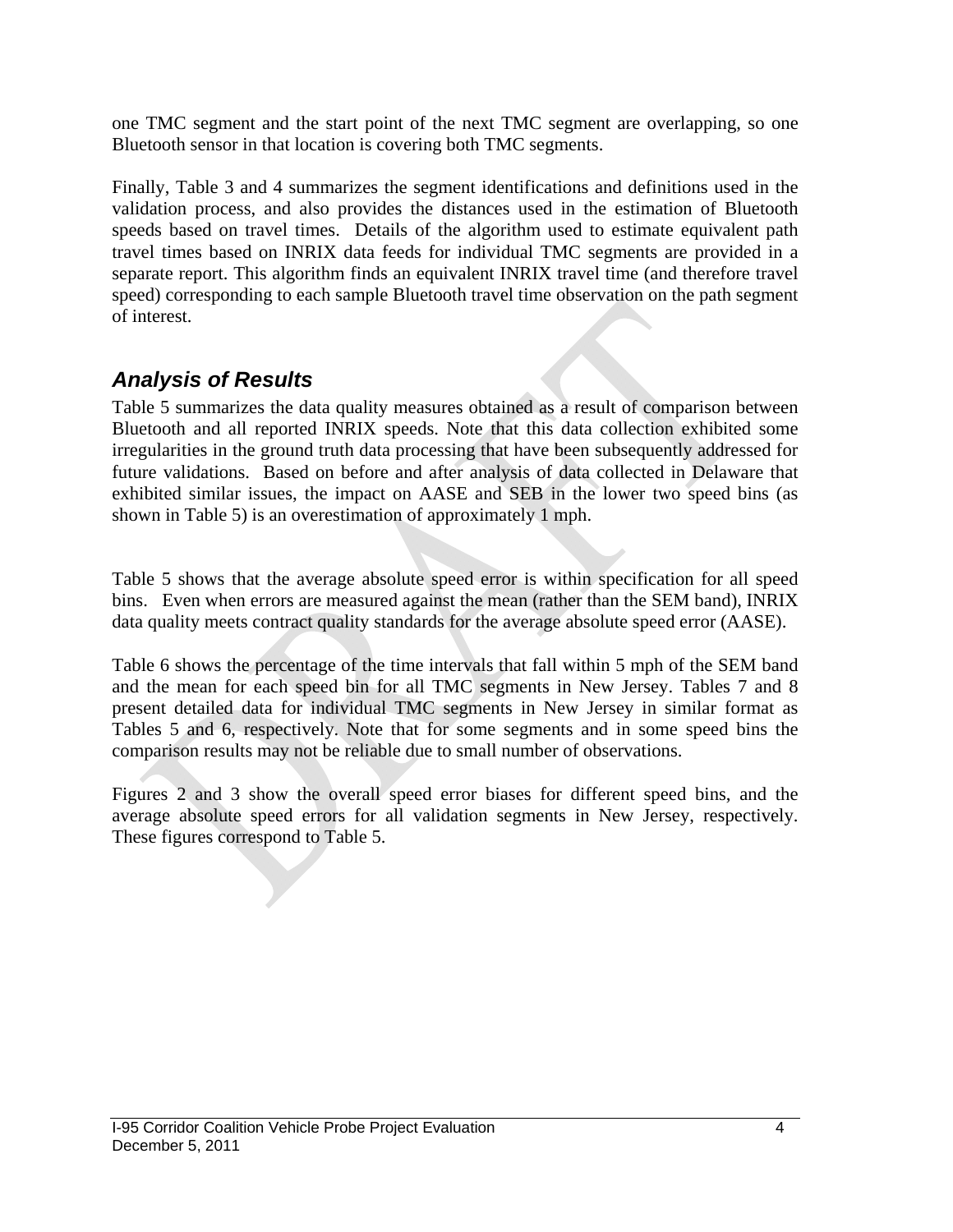one TMC segment and the start point of the next TMC segment are overlapping, so one Bluetooth sensor in that location is covering both TMC segments.

Finally, Table 3 and 4 summarizes the segment identifications and definitions used in the validation process, and also provides the distances used in the estimation of Bluetooth speeds based on travel times. Details of the algorithm used to estimate equivalent path travel times based on INRIX data feeds for individual TMC segments are provided in a separate report. This algorithm finds an equivalent INRIX travel time (and therefore travel speed) corresponding to each sample Bluetooth travel time observation on the path segment of interest.

## *Analysis of Results*

Table 5 summarizes the data quality measures obtained as a result of comparison between Bluetooth and all reported INRIX speeds. Note that this data collection exhibited some irregularities in the ground truth data processing that have been subsequently addressed for future validations. Based on before and after analysis of data collected in Delaware that exhibited similar issues, the impact on AASE and SEB in the lower two speed bins (as shown in Table 5) is an overestimation of approximately 1 mph.

Table 5 shows that the average absolute speed error is within specification for all speed bins. Even when errors are measured against the mean (rather than the SEM band), INRIX data quality meets contract quality standards for the average absolute speed error (AASE).

Table 6 shows the percentage of the time intervals that fall within 5 mph of the SEM band and the mean for each speed bin for all TMC segments in New Jersey. Tables 7 and 8 present detailed data for individual TMC segments in New Jersey in similar format as Tables 5 and 6, respectively. Note that for some segments and in some speed bins the comparison results may not be reliable due to small number of observations.

Figures 2 and 3 show the overall speed error biases for different speed bins, and the average absolute speed errors for all validation segments in New Jersey, respectively. These figures correspond to Table 5.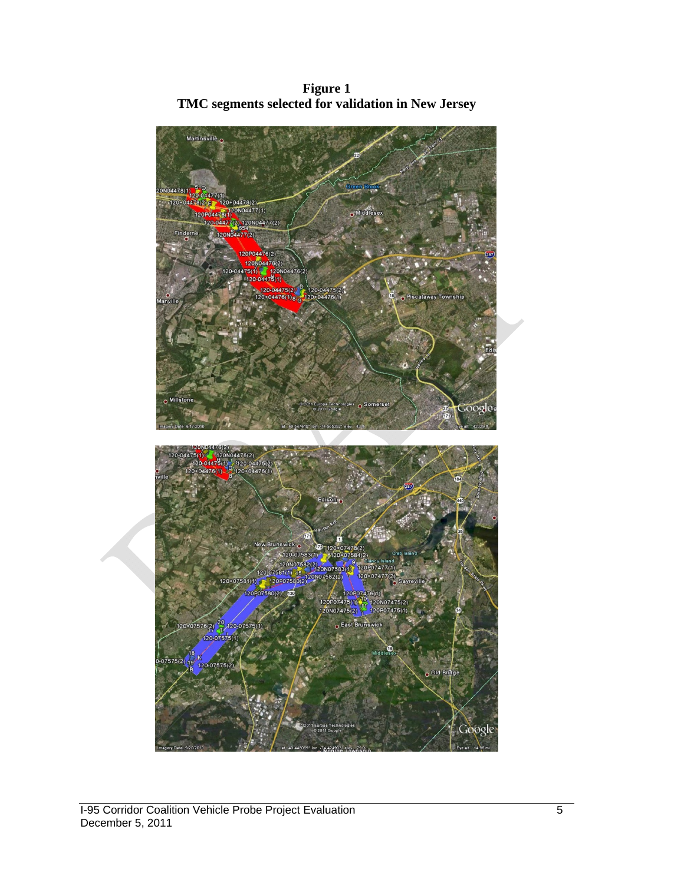**Figure 1**
**TMC segments selected for validation in New Jersey**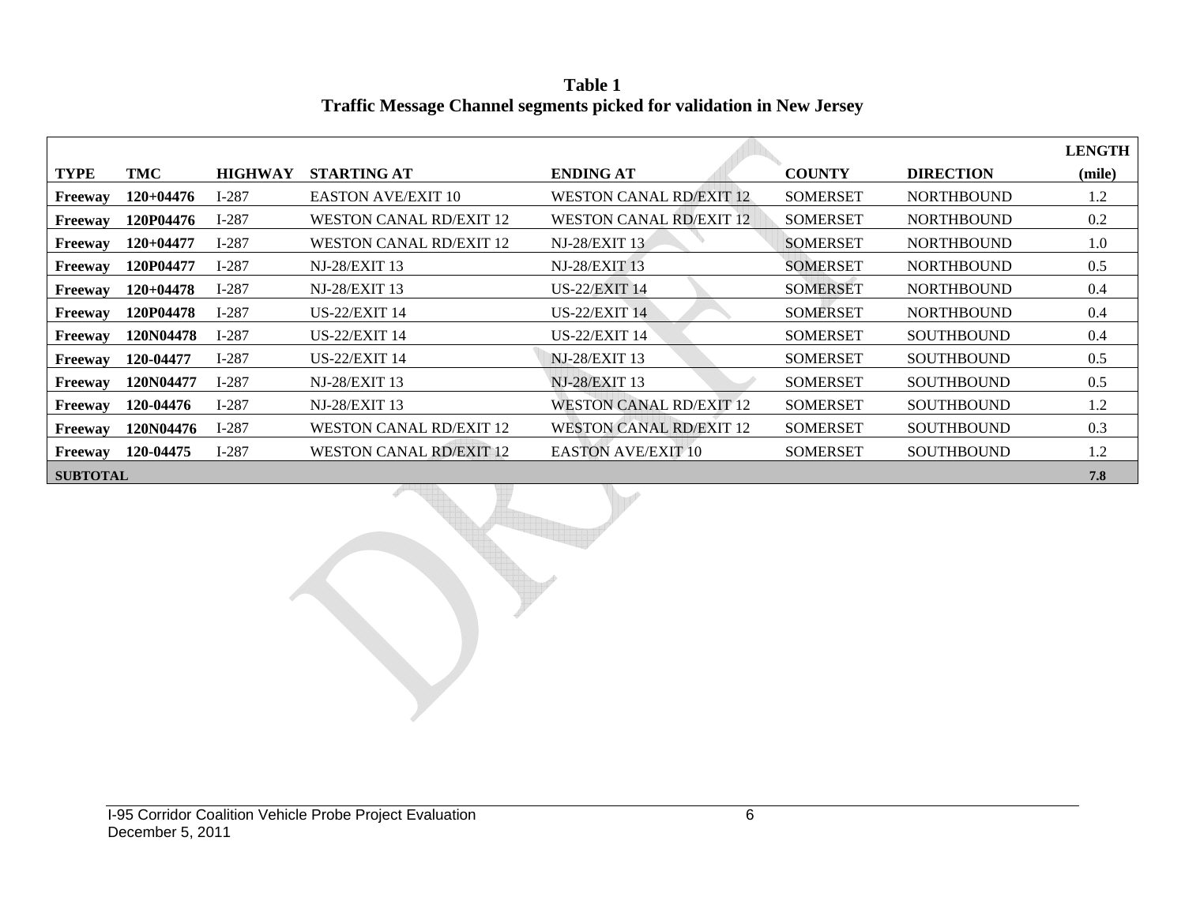**Table 1**
**Traffic Message Channel segments picked for validation in New Jersey**

| TYPE | TMC | HIGHWAY | STARTING AT | ENDING AT | COUNTY | DIRECTION | LENGTH (mile) |
|---|---|---|---|---|---|---|---|
| **Freeway** | **120+04476** | I-287 | EASTON AVE/EXIT 10 | WESTON CANAL RD/EXIT 12 | SOMERSET | NORTHBOUND | 1.2 |
| **Freeway** | **120P04476** | I-287 | WESTON CANAL RD/EXIT 12 | WESTON CANAL RD/EXIT 12 | SOMERSET | NORTHBOUND | 0.2 |
| **Freeway** | **120+04477** | I-287 | WESTON CANAL RD/EXIT 12 | NJ-28/EXIT 13 | SOMERSET | NORTHBOUND | 1.0 |
| **Freeway** | **120P04477** | I-287 | NJ-28/EXIT 13 | NJ-28/EXIT 13 | SOMERSET | NORTHBOUND | 0.5 |
| **Freeway** | **120+04478** | I-287 | NJ-28/EXIT 13 | US-22/EXIT 14 | SOMERSET | NORTHBOUND | 0.4 |
| **Freeway** | **120P04478** | I-287 | US-22/EXIT 14 | US-22/EXIT 14 | SOMERSET | NORTHBOUND | 0.4 |
| **Freeway** | **120N04478** | I-287 | US-22/EXIT 14 | US-22/EXIT 14 | SOMERSET | SOUTHBOUND | 0.4 |
| **Freeway** | **120-04477** | I-287 | US-22/EXIT 14 | NJ-28/EXIT 13 | SOMERSET | SOUTHBOUND | 0.5 |
| **Freeway** | **120N04477** | I-287 | NJ-28/EXIT 13 | NJ-28/EXIT 13 | SOMERSET | SOUTHBOUND | 0.5 |
| **Freeway** | **120-04476** | I-287 | NJ-28/EXIT 13 | WESTON CANAL RD/EXIT 12 | SOMERSET | SOUTHBOUND | 1.2 |
| **Freeway** | **120N04476** | I-287 | WESTON CANAL RD/EXIT 12 | WESTON CANAL RD/EXIT 12 | SOMERSET | SOUTHBOUND | 0.3 |
| **Freeway** | **120-04475** | I-287 | WESTON CANAL RD/EXIT 12 | EASTON AVE/EXIT 10 | SOMERSET | SOUTHBOUND | 1.2 |
| **SUBTOTAL** | | | | | | | **7.8** |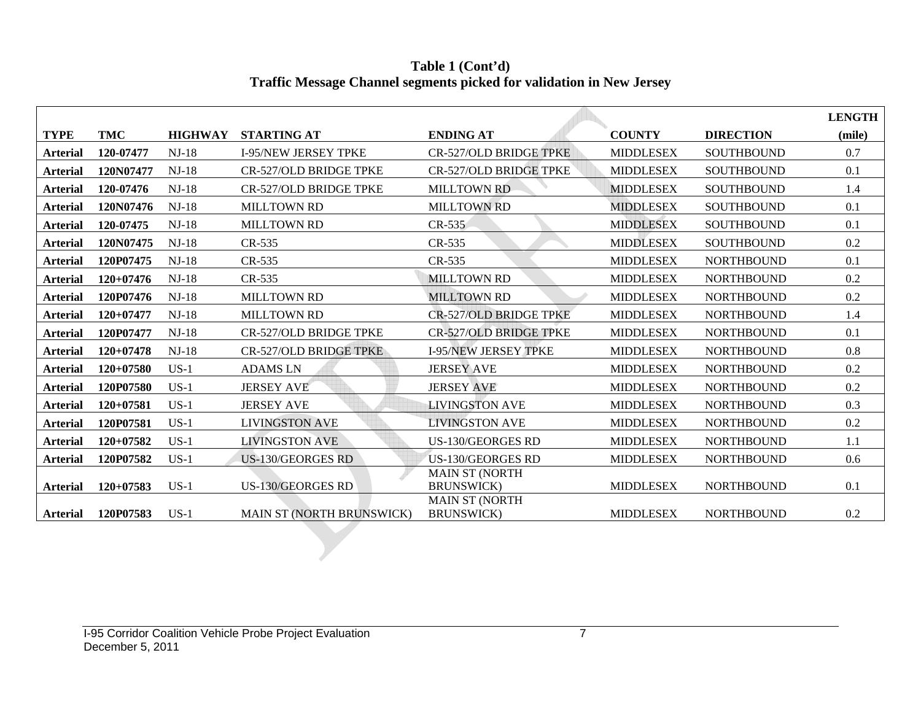**Table 1 (Cont'd)**
**Traffic Message Channel segments picked for validation in New Jersey**

| TYPE | TMC | HIGHWAY | STARTING AT | ENDING AT | COUNTY | DIRECTION | LENGTH (mile) |
|---|---|---|---|---|---|---|---|
| Arterial | 120-07477 | NJ-18 | I-95/NEW JERSEY TPKE | CR-527/OLD BRIDGE TPKE | MIDDLESEX | SOUTHBOUND | 0.7 |
| Arterial | 120N07477 | NJ-18 | CR-527/OLD BRIDGE TPKE | CR-527/OLD BRIDGE TPKE | MIDDLESEX | SOUTHBOUND | 0.1 |
| Arterial | 120-07476 | NJ-18 | CR-527/OLD BRIDGE TPKE | MILLTOWN RD | MIDDLESEX | SOUTHBOUND | 1.4 |
| Arterial | 120N07476 | NJ-18 | MILLTOWN RD | MILLTOWN RD | MIDDLESEX | SOUTHBOUND | 0.1 |
| Arterial | 120-07475 | NJ-18 | MILLTOWN RD | CR-535 | MIDDLESEX | SOUTHBOUND | 0.1 |
| Arterial | 120N07475 | NJ-18 | CR-535 | CR-535 | MIDDLESEX | SOUTHBOUND | 0.2 |
| Arterial | 120P07475 | NJ-18 | CR-535 | CR-535 | MIDDLESEX | NORTHBOUND | 0.1 |
| Arterial | 120+07476 | NJ-18 | CR-535 | MILLTOWN RD | MIDDLESEX | NORTHBOUND | 0.2 |
| Arterial | 120P07476 | NJ-18 | MILLTOWN RD | MILLTOWN RD | MIDDLESEX | NORTHBOUND | 0.2 |
| Arterial | 120+07477 | NJ-18 | MILLTOWN RD | CR-527/OLD BRIDGE TPKE | MIDDLESEX | NORTHBOUND | 1.4 |
| Arterial | 120P07477 | NJ-18 | CR-527/OLD BRIDGE TPKE | CR-527/OLD BRIDGE TPKE | MIDDLESEX | NORTHBOUND | 0.1 |
| Arterial | 120+07478 | NJ-18 | CR-527/OLD BRIDGE TPKE | I-95/NEW JERSEY TPKE | MIDDLESEX | NORTHBOUND | 0.8 |
| Arterial | 120+07580 | US-1 | ADAMS LN | JERSEY AVE | MIDDLESEX | NORTHBOUND | 0.2 |
| Arterial | 120P07580 | US-1 | JERSEY AVE | JERSEY AVE | MIDDLESEX | NORTHBOUND | 0.2 |
| Arterial | 120+07581 | US-1 | JERSEY AVE | LIVINGSTON AVE | MIDDLESEX | NORTHBOUND | 0.3 |
| Arterial | 120P07581 | US-1 | LIVINGSTON AVE | LIVINGSTON AVE | MIDDLESEX | NORTHBOUND | 0.2 |
| Arterial | 120+07582 | US-1 | LIVINGSTON AVE | US-130/GEORGES RD | MIDDLESEX | NORTHBOUND | 1.1 |
| Arterial | 120P07582 | US-1 | US-130/GEORGES RD | US-130/GEORGES RD | MIDDLESEX | NORTHBOUND | 0.6 |
| Arterial | 120+07583 | US-1 | US-130/GEORGES RD | MAIN ST (NORTH BRUNSWICK) | MIDDLESEX | NORTHBOUND | 0.1 |
| Arterial | 120P07583 | US-1 | MAIN ST (NORTH BRUNSWICK) | MAIN ST (NORTH BRUNSWICK) | MIDDLESEX | NORTHBOUND | 0.2 |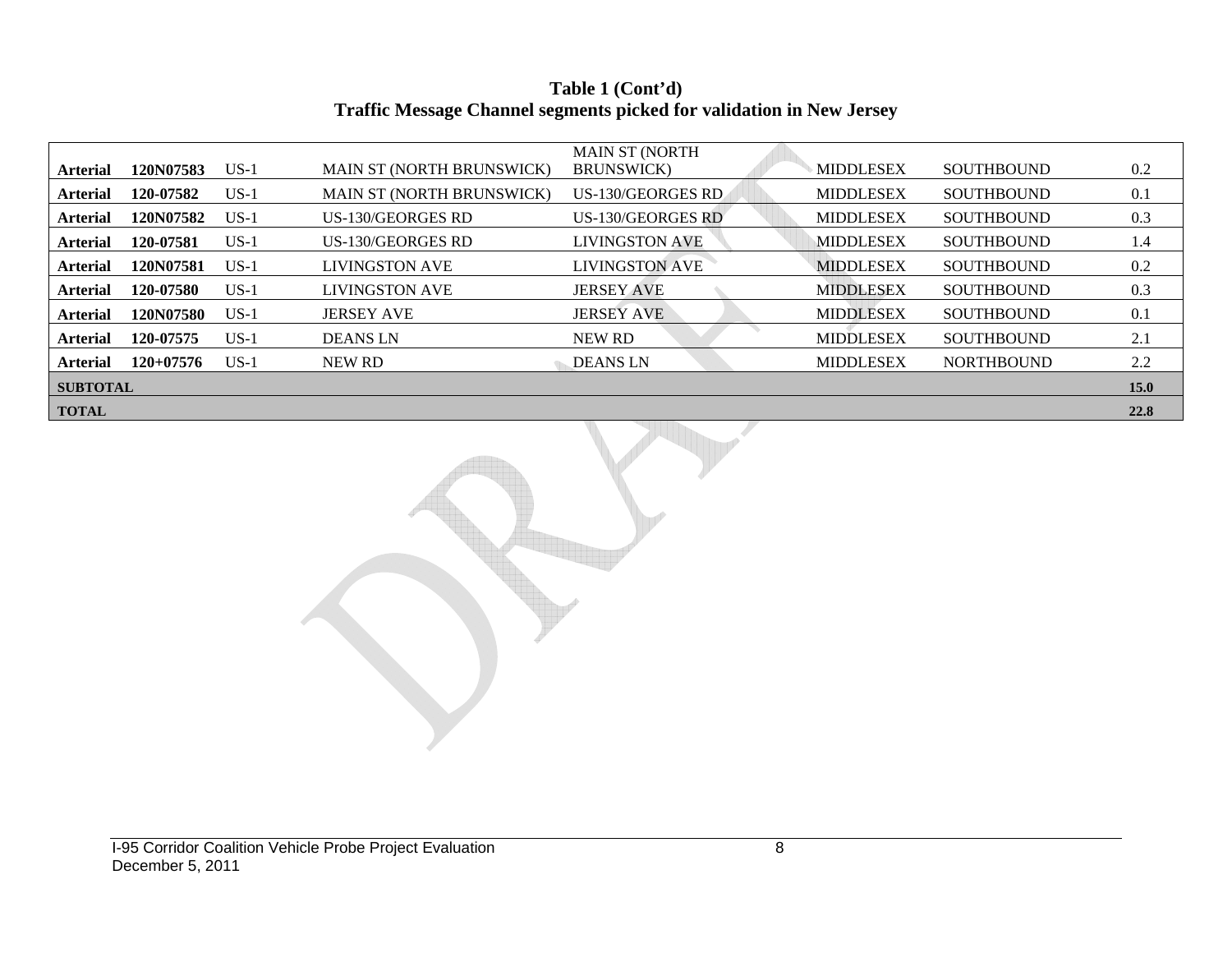**Table 1 (Cont'd)**
**Traffic Message Channel segments picked for validation in New Jersey**

| | | | | | | | |
|---|---|---|---|---|---|---|---|
| **Arterial** | **120N07583** | US-1 | MAIN ST (NORTH BRUNSWICK) | MAIN ST (NORTH BRUNSWICK) | MIDDLESEX | SOUTHBOUND | 0.2 |
| **Arterial** | **120-07582** | US-1 | MAIN ST (NORTH BRUNSWICK) | US-130/GEORGES RD | MIDDLESEX | SOUTHBOUND | 0.1 |
| **Arterial** | **120N07582** | US-1 | US-130/GEORGES RD | US-130/GEORGES RD | MIDDLESEX | SOUTHBOUND | 0.3 |
| **Arterial** | **120-07581** | US-1 | US-130/GEORGES RD | LIVINGSTON AVE | MIDDLESEX | SOUTHBOUND | 1.4 |
| **Arterial** | **120N07581** | US-1 | LIVINGSTON AVE | LIVINGSTON AVE | MIDDLESEX | SOUTHBOUND | 0.2 |
| **Arterial** | **120-07580** | US-1 | LIVINGSTON AVE | JERSEY AVE | MIDDLESEX | SOUTHBOUND | 0.3 |
| **Arterial** | **120N07580** | US-1 | JERSEY AVE | JERSEY AVE | MIDDLESEX | SOUTHBOUND | 0.1 |
| **Arterial** | **120-07575** | US-1 | DEANS LN | NEW RD | MIDDLESEX | SOUTHBOUND | 2.1 |
| **Arterial** | **120+07576** | US-1 | NEW RD | DEANS LN | MIDDLESEX | NORTHBOUND | 2.2 |
| **SUBTOTAL** | | | | | | | **15.0** |
| **TOTAL** | | | | | | | **22.8** |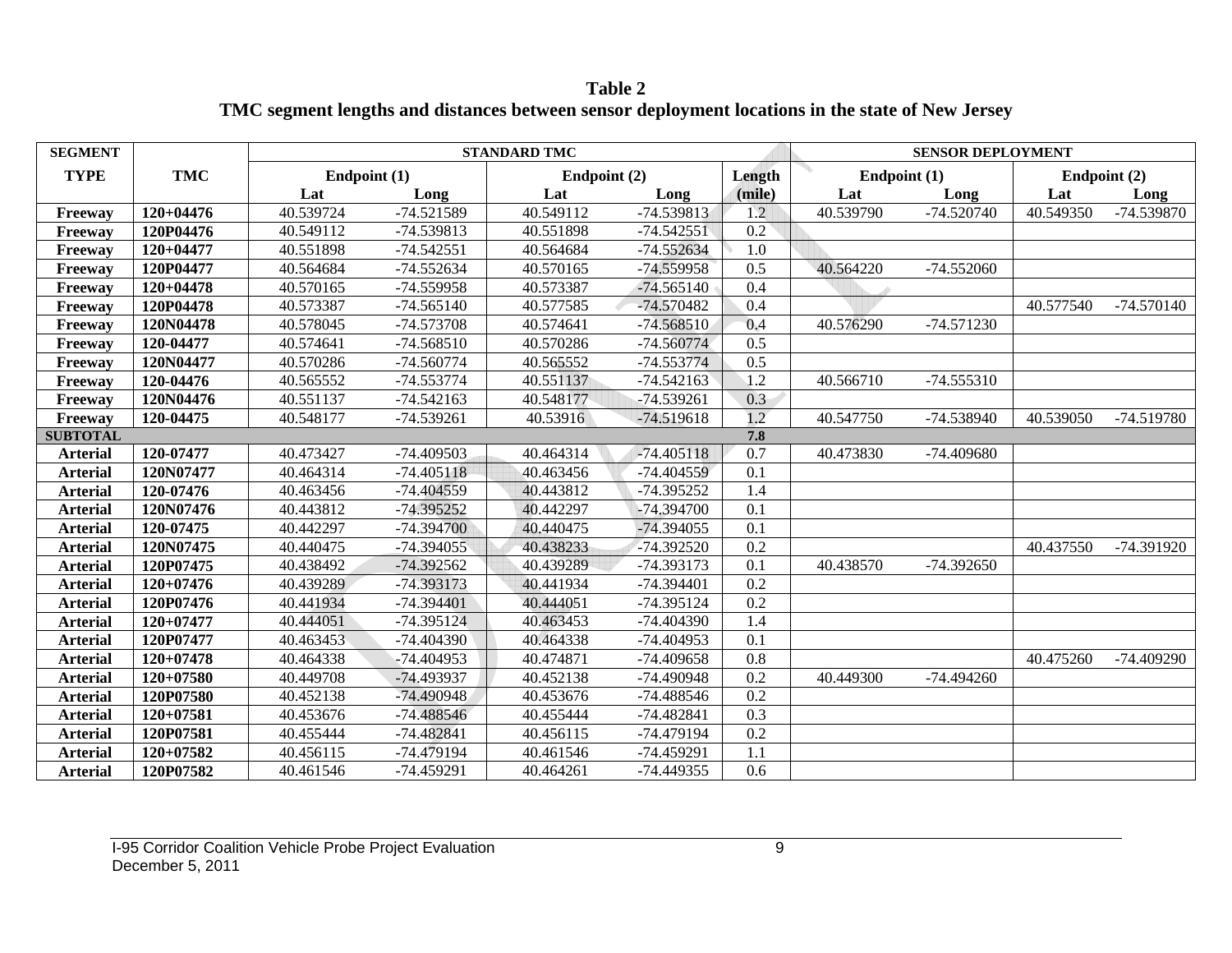**Table 2**
**TMC segment lengths and distances between sensor deployment locations in the state of New Jersey**

| SEGMENT TYPE | TMC | STANDARD TMC | | | | | SENSOR DEPLOYMENT | | | |
|---|---|---|---|---|---|---|---|---|---|---|
| | | Endpoint (1) | | Endpoint (2) | | Length (mile) | Endpoint (1) | | Endpoint (2) | |
| | | Lat | Long | Lat | Long | | Lat | Long | Lat | Long |
| **Freeway** | **120+04476** | 40.539724 | -74.521589 | 40.549112 | -74.539813 | 1.2 | 40.539790 | -74.520740 | 40.549350 | -74.539870 |
| **Freeway** | **120P04476** | 40.549112 | -74.539813 | 40.551898 | -74.542551 | 0.2 | | | | |
| **Freeway** | **120+04477** | 40.551898 | -74.542551 | 40.564684 | -74.552634 | 1.0 | | | | |
| **Freeway** | **120P04477** | 40.564684 | -74.552634 | 40.570165 | -74.559958 | 0.5 | 40.564220 | -74.552060 | | |
| **Freeway** | **120+04478** | 40.570165 | -74.559958 | 40.573387 | -74.565140 | 0.4 | | | | |
| **Freeway** | **120P04478** | 40.573387 | -74.565140 | 40.577585 | -74.570482 | 0.4 | | | 40.577540 | -74.570140 |
| **Freeway** | **120N04478** | 40.578045 | -74.573708 | 40.574641 | -74.568510 | 0.4 | 40.576290 | -74.571230 | | |
| **Freeway** | **120-04477** | 40.574641 | -74.568510 | 40.570286 | -74.560774 | 0.5 | | | | |
| **Freeway** | **120N04477** | 40.570286 | -74.560774 | 40.565552 | -74.553774 | 0.5 | | | | |
| **Freeway** | **120-04476** | 40.565552 | -74.553774 | 40.551137 | -74.542163 | 1.2 | 40.566710 | -74.555310 | | |
| **Freeway** | **120N04476** | 40.551137 | -74.542163 | 40.548177 | -74.539261 | 0.3 | | | | |
| **Freeway** | **120-04475** | 40.548177 | -74.539261 | 40.53916 | -74.519618 | 1.2 | 40.547750 | -74.538940 | 40.539050 | -74.519780 |
| **SUBTOTAL** | | | | | | **7.8** | | | | |
| **Arterial** | **120-07477** | 40.473427 | -74.409503 | 40.464314 | -74.405118 | 0.7 | 40.473830 | -74.409680 | | |
| **Arterial** | **120N07477** | 40.464314 | -74.405118 | 40.463456 | -74.404559 | 0.1 | | | | |
| **Arterial** | **120-07476** | 40.463456 | -74.404559 | 40.443812 | -74.395252 | 1.4 | | | | |
| **Arterial** | **120N07476** | 40.443812 | -74.395252 | 40.442297 | -74.394700 | 0.1 | | | | |
| **Arterial** | **120-07475** | 40.442297 | -74.394700 | 40.440475 | -74.394055 | 0.1 | | | | |
| **Arterial** | **120N07475** | 40.440475 | -74.394055 | 40.438233 | -74.392520 | 0.2 | | | 40.437550 | -74.391920 |
| **Arterial** | **120P07475** | 40.438492 | -74.392562 | 40.439289 | -74.393173 | 0.1 | 40.438570 | -74.392650 | | |
| **Arterial** | **120+07476** | 40.439289 | -74.393173 | 40.441934 | -74.394401 | 0.2 | | | | |
| **Arterial** | **120P07476** | 40.441934 | -74.394401 | 40.444051 | -74.395124 | 0.2 | | | | |
| **Arterial** | **120+07477** | 40.444051 | -74.395124 | 40.463453 | -74.404390 | 1.4 | | | | |
| **Arterial** | **120P07477** | 40.463453 | -74.404390 | 40.464338 | -74.404953 | 0.1 | | | | |
| **Arterial** | **120+07478** | 40.464338 | -74.404953 | 40.474871 | -74.409658 | 0.8 | | | 40.475260 | -74.409290 |
| **Arterial** | **120+07580** | 40.449708 | -74.493937 | 40.452138 | -74.490948 | 0.2 | 40.449300 | -74.494260 | | |
| **Arterial** | **120P07580** | 40.452138 | -74.490948 | 40.453676 | -74.488546 | 0.2 | | | | |
| **Arterial** | **120+07581** | 40.453676 | -74.488546 | 40.455444 | -74.482841 | 0.3 | | | | |
| **Arterial** | **120P07581** | 40.455444 | -74.482841 | 40.456115 | -74.479194 | 0.2 | | | | |
| **Arterial** | **120+07582** | 40.456115 | -74.479194 | 40.461546 | -74.459291 | 1.1 | | | | |
| **Arterial** | **120P07582** | 40.461546 | -74.459291 | 40.464261 | -74.449355 | 0.6 | | | | |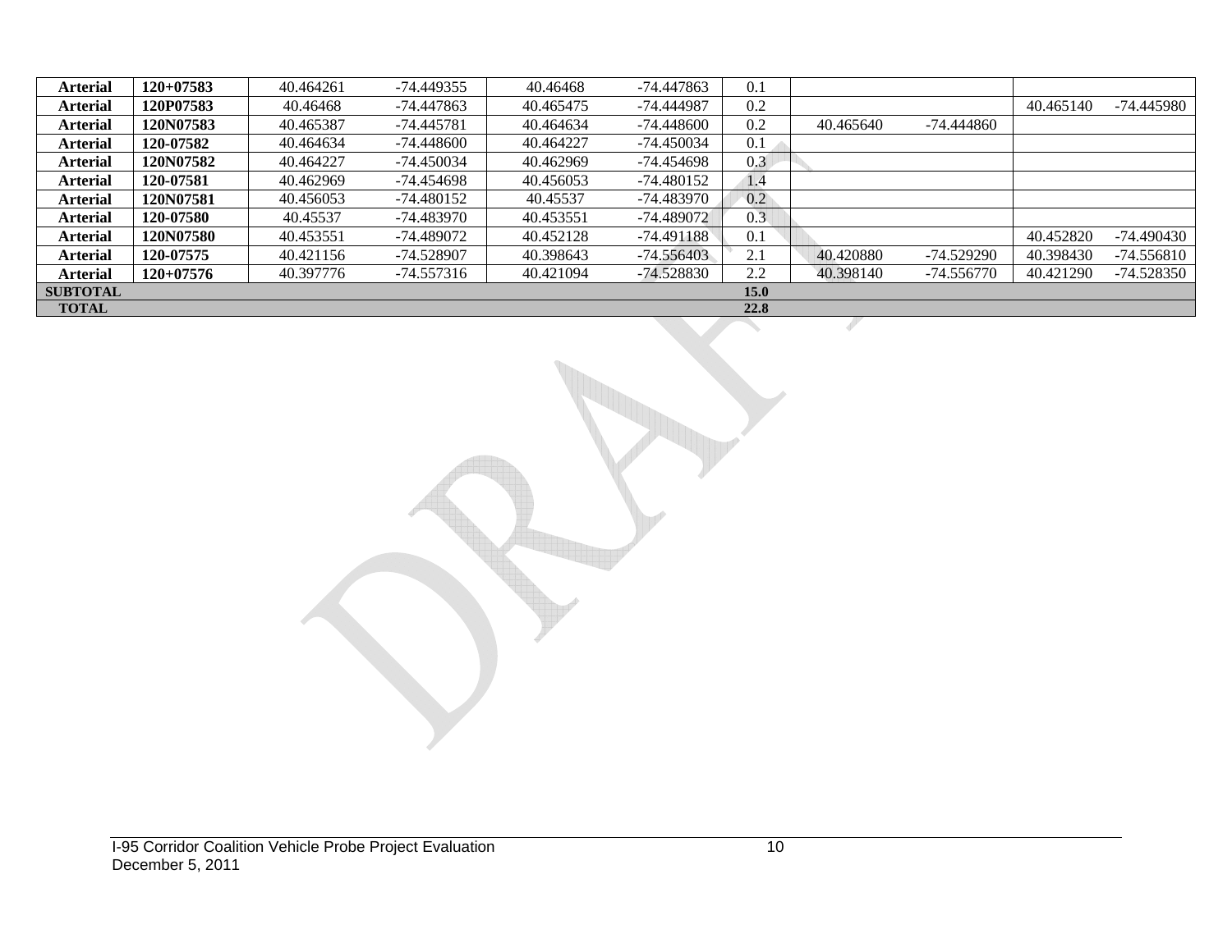| Arterial | 120+07583 | 40.464261 | -74.449355 | 40.46468 | -74.447863 | 0.1 | | | | |
|---|---|---|---|---|---|---|---|---|---|---|
| Arterial | 120P07583 | 40.46468 | -74.447863 | 40.465475 | -74.444987 | 0.2 | | | 40.465140 | -74.445980 |
| Arterial | 120N07583 | 40.465387 | -74.445781 | 40.464634 | -74.448600 | 0.2 | 40.465640 | -74.444860 | | |
| Arterial | 120-07582 | 40.464634 | -74.448600 | 40.464227 | -74.450034 | 0.1 | | | | |
| Arterial | 120N07582 | 40.464227 | -74.450034 | 40.462969 | -74.454698 | 0.3 | | | | |
| Arterial | 120-07581 | 40.462969 | -74.454698 | 40.456053 | -74.480152 | 1.4 | | | | |
| Arterial | 120N07581 | 40.456053 | -74.480152 | 40.45537 | -74.483970 | 0.2 | | | | |
| Arterial | 120-07580 | 40.45537 | -74.483970 | 40.453551 | -74.489072 | 0.3 | | | | |
| Arterial | 120N07580 | 40.453551 | -74.489072 | 40.452128 | -74.491188 | 0.1 | | | 40.452820 | -74.490430 |
| Arterial | 120-07575 | 40.421156 | -74.528907 | 40.398643 | -74.556403 | 2.1 | 40.420880 | -74.529290 | 40.398430 | -74.556810 |
| Arterial | 120+07576 | 40.397776 | -74.557316 | 40.421094 | -74.528830 | 2.2 | 40.398140 | -74.556770 | 40.421290 | -74.528350 |
| **SUBTOTAL** | | | | | | **15.0** | | | | |
| **TOTAL** | | | | | | **22.8** | | | | |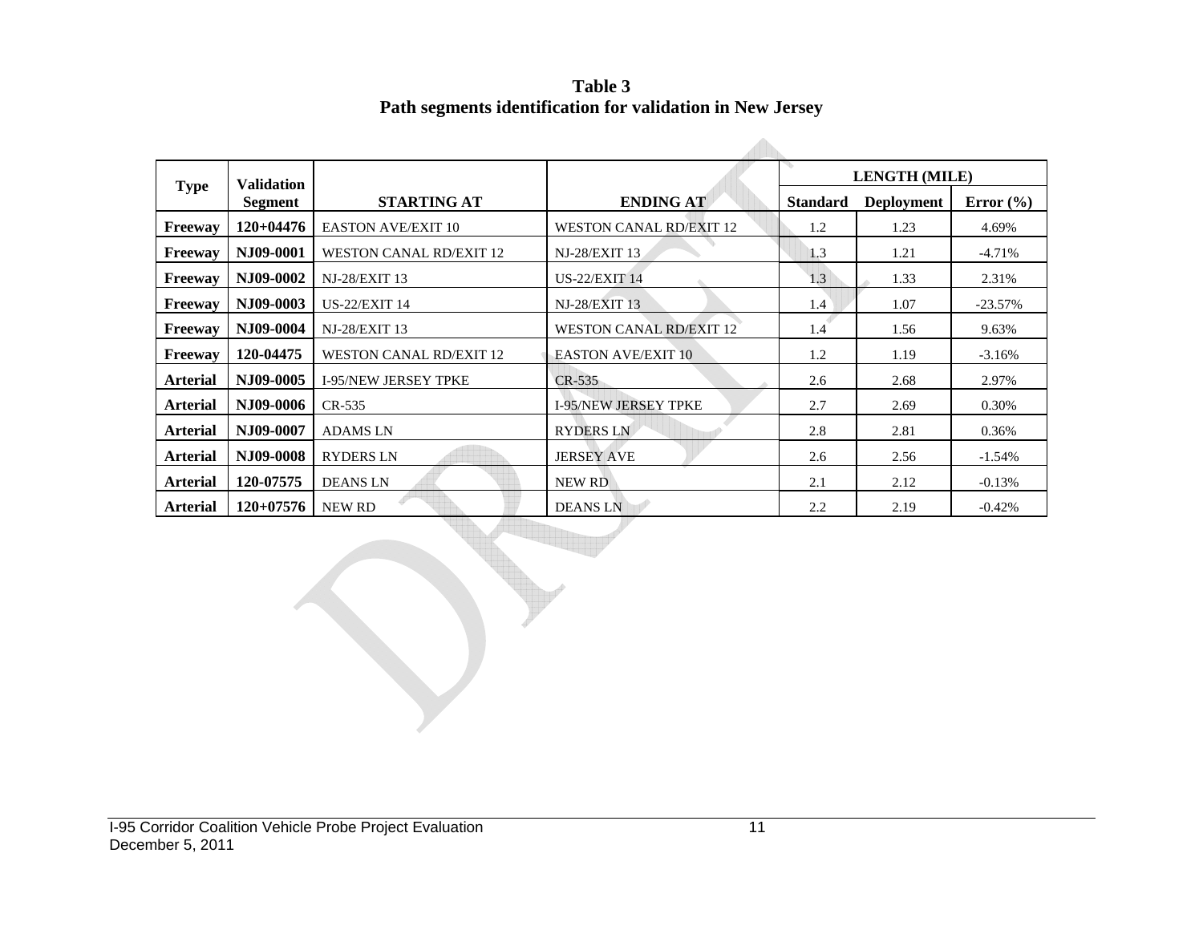**Table 3**
**Path segments identification for validation in New Jersey**

| Type | Validation Segment | STARTING AT | ENDING AT | LENGTH (MILE) | | |
|---|---|---|---|---|---|---|
| | | | | Standard | Deployment | Error (%) |
| **Freeway** | **120+04476** | EASTON AVE/EXIT 10 | WESTON CANAL RD/EXIT 12 | 1.2 | 1.23 | 4.69% |
| **Freeway** | **NJ09-0001** | WESTON CANAL RD/EXIT 12 | NJ-28/EXIT 13 | 1.3 | 1.21 | -4.71% |
| **Freeway** | **NJ09-0002** | NJ-28/EXIT 13 | US-22/EXIT 14 | 1.3 | 1.33 | 2.31% |
| **Freeway** | **NJ09-0003** | US-22/EXIT 14 | NJ-28/EXIT 13 | 1.4 | 1.07 | -23.57% |
| **Freeway** | **NJ09-0004** | NJ-28/EXIT 13 | WESTON CANAL RD/EXIT 12 | 1.4 | 1.56 | 9.63% |
| **Freeway** | **120-04475** | WESTON CANAL RD/EXIT 12 | EASTON AVE/EXIT 10 | 1.2 | 1.19 | -3.16% |
| **Arterial** | **NJ09-0005** | I-95/NEW JERSEY TPKE | CR-535 | 2.6 | 2.68 | 2.97% |
| **Arterial** | **NJ09-0006** | CR-535 | I-95/NEW JERSEY TPKE | 2.7 | 2.69 | 0.30% |
| **Arterial** | **NJ09-0007** | ADAMS LN | RYDERS LN | 2.8 | 2.81 | 0.36% |
| **Arterial** | **NJ09-0008** | RYDERS LN | JERSEY AVE | 2.6 | 2.56 | -1.54% |
| **Arterial** | **120-07575** | DEANS LN | NEW RD | 2.1 | 2.12 | -0.13% |
| **Arterial** | **120+07576** | NEW RD | DEANS LN | 2.2 | 2.19 | -0.42% |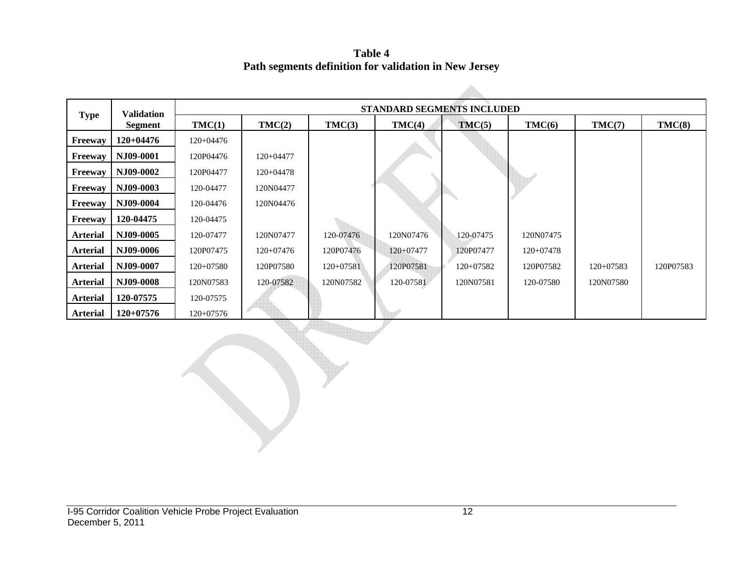**Table 4**
**Path segments definition for validation in New Jersey**

| Type | Validation Segment | STANDARD SEGMENTS INCLUDED | | | | | | | |
|---|---|---|---|---|---|---|---|---|---|
| | | TMC(1) | TMC(2) | TMC(3) | TMC(4) | TMC(5) | TMC(6) | TMC(7) | TMC(8) |
| **Freeway** | **120+04476** | 120+04476 | | | | | | | |
| **Freeway** | **NJ09-0001** | 120P04476 | 120+04477 | | | | | | |
| **Freeway** | **NJ09-0002** | 120P04477 | 120+04478 | | | | | | |
| **Freeway** | **NJ09-0003** | 120-04477 | 120N04477 | | | | | | |
| **Freeway** | **NJ09-0004** | 120-04476 | 120N04476 | | | | | | |
| **Freeway** | **120-04475** | 120-04475 | | | | | | | |
| **Arterial** | **NJ09-0005** | 120-07477 | 120N07477 | 120-07476 | 120N07476 | 120-07475 | 120N07475 | | |
| **Arterial** | **NJ09-0006** | 120P07475 | 120+07476 | 120P07476 | 120+07477 | 120P07477 | 120+07478 | | |
| **Arterial** | **NJ09-0007** | 120+07580 | 120P07580 | 120+07581 | 120P07581 | 120+07582 | 120P07582 | 120+07583 | 120P07583 |
| **Arterial** | **NJ09-0008** | 120N07583 | 120-07582 | 120N07582 | 120-07581 | 120N07581 | 120-07580 | 120N07580 | |
| **Arterial** | **120-07575** | 120-07575 | | | | | | | |
| **Arterial** | **120+07576** | 120+07576 | | | | | | | |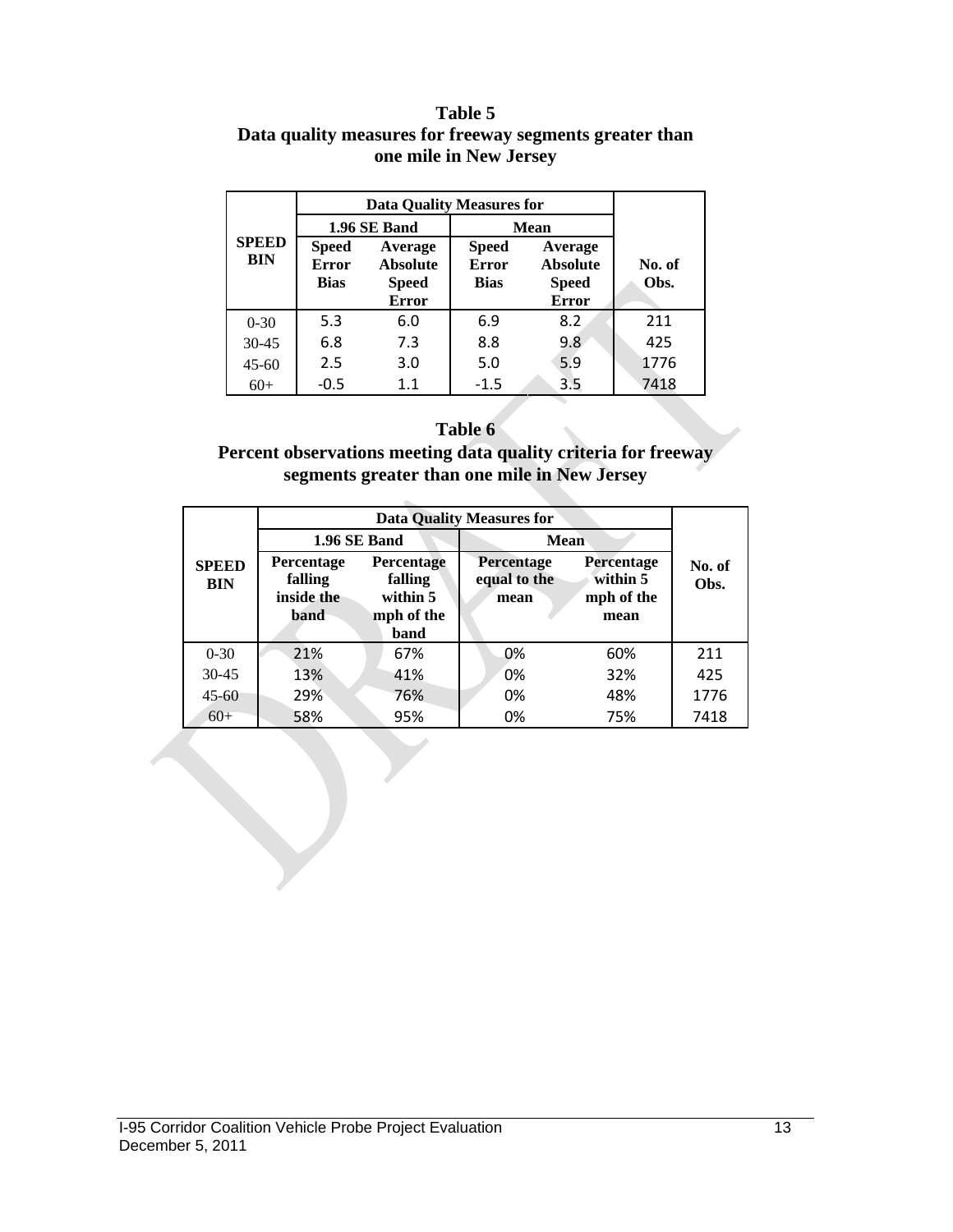**Table 5**
**Data quality measures for freeway segments greater than one mile in New Jersey**

| SPEED BIN | Data Quality Measures for | | | | No. of Obs. |
|---|---|---|---|---|---|
| | 1.96 SE Band | | Mean | | |
| | Speed Error Bias | Average Absolute Speed Error | Speed Error Bias | Average Absolute Speed Error | |
| 0-30 | 5.3 | 6.0 | 6.9 | 8.2 | 211 |
| 30-45 | 6.8 | 7.3 | 8.8 | 9.8 | 425 |
| 45-60 | 2.5 | 3.0 | 5.0 | 5.9 | 1776 |
| 60+ | -0.5 | 1.1 | -1.5 | 3.5 | 7418 |

**Table 6**
**Percent observations meeting data quality criteria for freeway segments greater than one mile in New Jersey**

| SPEED BIN | Data Quality Measures for | | | | No. of Obs. |
|---|---|---|---|---|---|
| | 1.96 SE Band | | Mean | | |
| | Percentage falling inside the band | Percentage falling within 5 mph of the band | Percentage equal to the mean | Percentage within 5 mph of the mean | |
| 0-30 | 21% | 67% | 0% | 60% | 211 |
| 30-45 | 13% | 41% | 0% | 32% | 425 |
| 45-60 | 29% | 76% | 0% | 48% | 1776 |
| 60+ | 58% | 95% | 0% | 75% | 7418 |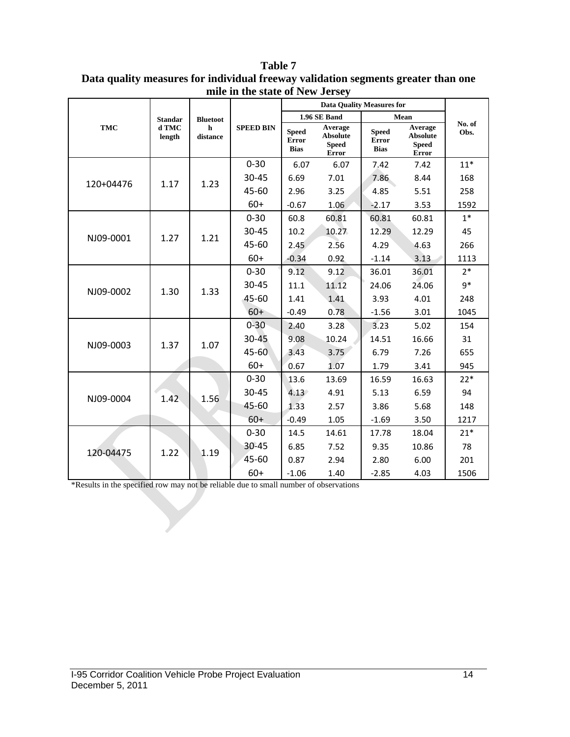**Table 7**
**Data quality measures for individual freeway validation segments greater than one mile in the state of New Jersey**

| TMC | Standard TMC length | Bluetooth distance | SPEED BIN | Data Quality Measures for | | | | No. of Obs. |
|---|---|---|---|---|---|---|---|---|
| | | | | 1.96 SE Band | | Mean | | |
| | | | | Speed Error Bias | Average Absolute Speed Error | Speed Error Bias | Average Absolute Speed Error | |
| 120+04476 | 1.17 | 1.23 | 0-30 | 6.07 | 6.07 | 7.42 | 7.42 | 11* |
| | | | 30-45 | 6.69 | 7.01 | 7.86 | 8.44 | 168 |
| | | | 45-60 | 2.96 | 3.25 | 4.85 | 5.51 | 258 |
| | | | 60+ | -0.67 | 1.06 | -2.17 | 3.53 | 1592 |
| NJ09-0001 | 1.27 | 1.21 | 0-30 | 60.8 | 60.81 | 60.81 | 60.81 | 1* |
| | | | 30-45 | 10.2 | 10.27 | 12.29 | 12.29 | 45 |
| | | | 45-60 | 2.45 | 2.56 | 4.29 | 4.63 | 266 |
| | | | 60+ | -0.34 | 0.92 | -1.14 | 3.13 | 1113 |
| NJ09-0002 | 1.30 | 1.33 | 0-30 | 9.12 | 9.12 | 36.01 | 36.01 | 2* |
| | | | 30-45 | 11.1 | 11.12 | 24.06 | 24.06 | 9* |
| | | | 45-60 | 1.41 | 1.41 | 3.93 | 4.01 | 248 |
| | | | 60+ | -0.49 | 0.78 | -1.56 | 3.01 | 1045 |
| NJ09-0003 | 1.37 | 1.07 | 0-30 | 2.40 | 3.28 | 3.23 | 5.02 | 154 |
| | | | 30-45 | 9.08 | 10.24 | 14.51 | 16.66 | 31 |
| | | | 45-60 | 3.43 | 3.75 | 6.79 | 7.26 | 655 |
| | | | 60+ | 0.67 | 1.07 | 1.79 | 3.41 | 945 |
| NJ09-0004 | 1.42 | 1.56 | 0-30 | 13.6 | 13.69 | 16.59 | 16.63 | 22* |
| | | | 30-45 | 4.13 | 4.91 | 5.13 | 6.59 | 94 |
| | | | 45-60 | 1.33 | 2.57 | 3.86 | 5.68 | 148 |
| | | | 60+ | -0.49 | 1.05 | -1.69 | 3.50 | 1217 |
| 120-04475 | 1.22 | 1.19 | 0-30 | 14.5 | 14.61 | 17.78 | 18.04 | 21* |
| | | | 30-45 | 6.85 | 7.52 | 9.35 | 10.86 | 78 |
| | | | 45-60 | 0.87 | 2.94 | 2.80 | 6.00 | 201 |
| | | | 60+ | -1.06 | 1.40 | -2.85 | 4.03 | 1506 |

*Results in the specified row may not be reliable due to small number of observations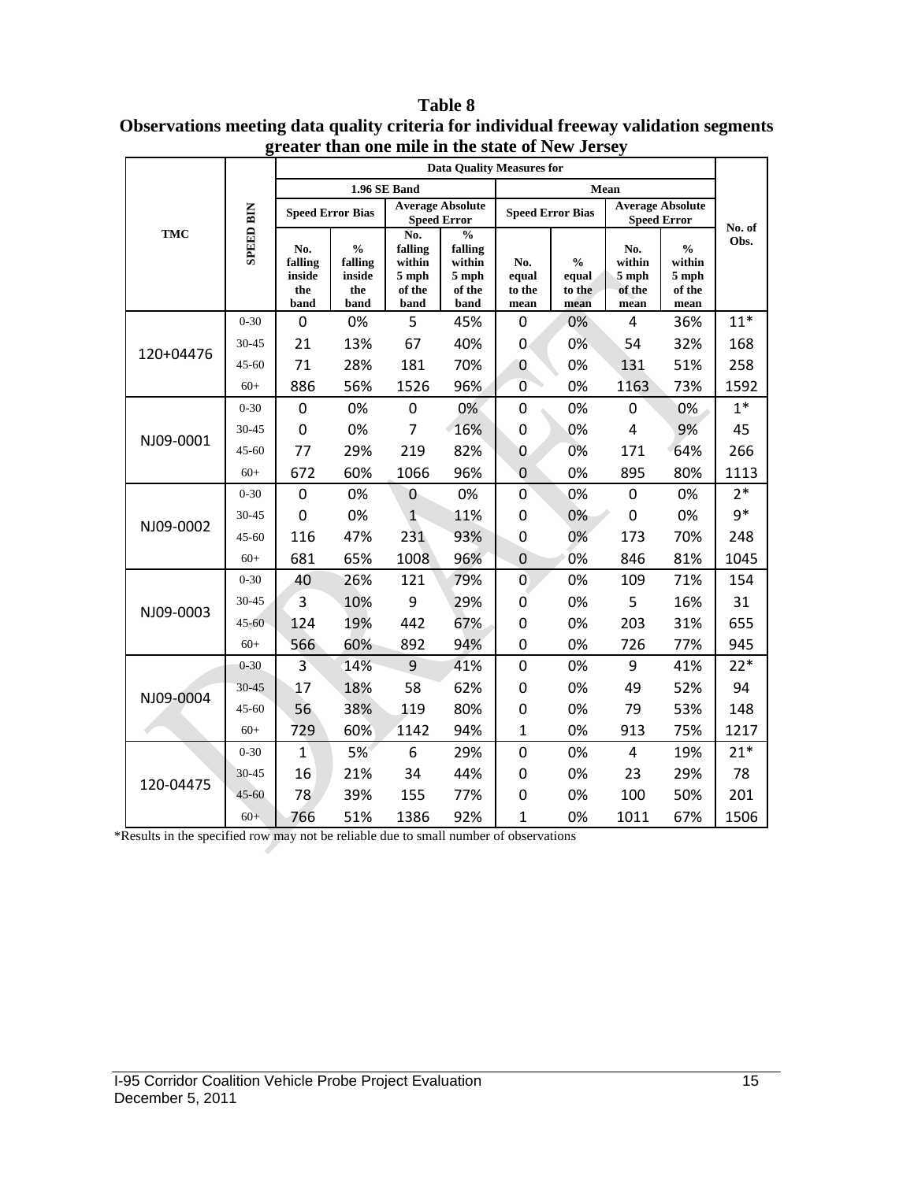**Table 8**
**Observations meeting data quality criteria for individual freeway validation segments greater than one mile in the state of New Jersey**

| TMC | SPEED BIN | Data Quality Measures for | | | | | | | | No. of Obs. |
|---|---|---|---|---|---|---|---|---|---|---|
| | | 1.96 SE Band | | | | Mean | | | | |
| | | Speed Error Bias | | Average Absolute Speed Error | | Speed Error Bias | | Average Absolute Speed Error | | |
| | | No. falling inside the band | % falling inside the band | No. falling within 5 mph of the band | % falling within 5 mph of the band | No. equal to the mean | % equal to the mean | No. within 5 mph of the mean | % within 5 mph of the mean | |
| 120+04476 | 0-30 | 0 | 0% | 5 | 45% | 0 | 0% | 4 | 36% | 11* |
| | 30-45 | 21 | 13% | 67 | 40% | 0 | 0% | 54 | 32% | 168 |
| | 45-60 | 71 | 28% | 181 | 70% | 0 | 0% | 131 | 51% | 258 |
| | 60+ | 886 | 56% | 1526 | 96% | 0 | 0% | 1163 | 73% | 1592 |
| NJ09-0001 | 0-30 | 0 | 0% | 0 | 0% | 0 | 0% | 0 | 0% | 1* |
| | 30-45 | 0 | 0% | 7 | 16% | 0 | 0% | 4 | 9% | 45 |
| | 45-60 | 77 | 29% | 219 | 82% | 0 | 0% | 171 | 64% | 266 |
| | 60+ | 672 | 60% | 1066 | 96% | 0 | 0% | 895 | 80% | 1113 |
| NJ09-0002 | 0-30 | 0 | 0% | 0 | 0% | 0 | 0% | 0 | 0% | 2* |
| | 30-45 | 0 | 0% | 1 | 11% | 0 | 0% | 0 | 0% | 9* |
| | 45-60 | 116 | 47% | 231 | 93% | 0 | 0% | 173 | 70% | 248 |
| | 60+ | 681 | 65% | 1008 | 96% | 0 | 0% | 846 | 81% | 1045 |
| NJ09-0003 | 0-30 | 40 | 26% | 121 | 79% | 0 | 0% | 109 | 71% | 154 |
| | 30-45 | 3 | 10% | 9 | 29% | 0 | 0% | 5 | 16% | 31 |
| | 45-60 | 124 | 19% | 442 | 67% | 0 | 0% | 203 | 31% | 655 |
| | 60+ | 566 | 60% | 892 | 94% | 0 | 0% | 726 | 77% | 945 |
| NJ09-0004 | 0-30 | 3 | 14% | 9 | 41% | 0 | 0% | 9 | 41% | 22* |
| | 30-45 | 17 | 18% | 58 | 62% | 0 | 0% | 49 | 52% | 94 |
| | 45-60 | 56 | 38% | 119 | 80% | 0 | 0% | 79 | 53% | 148 |
| | 60+ | 729 | 60% | 1142 | 94% | 1 | 0% | 913 | 75% | 1217 |
| 120-04475 | 0-30 | 1 | 5% | 6 | 29% | 0 | 0% | 4 | 19% | 21* |
| | 30-45 | 16 | 21% | 34 | 44% | 0 | 0% | 23 | 29% | 78 |
| | 45-60 | 78 | 39% | 155 | 77% | 0 | 0% | 100 | 50% | 201 |
| | 60+ | 766 | 51% | 1386 | 92% | 1 | 0% | 1011 | 67% | 1506 |

*Results in the specified row may not be reliable due to small number of observations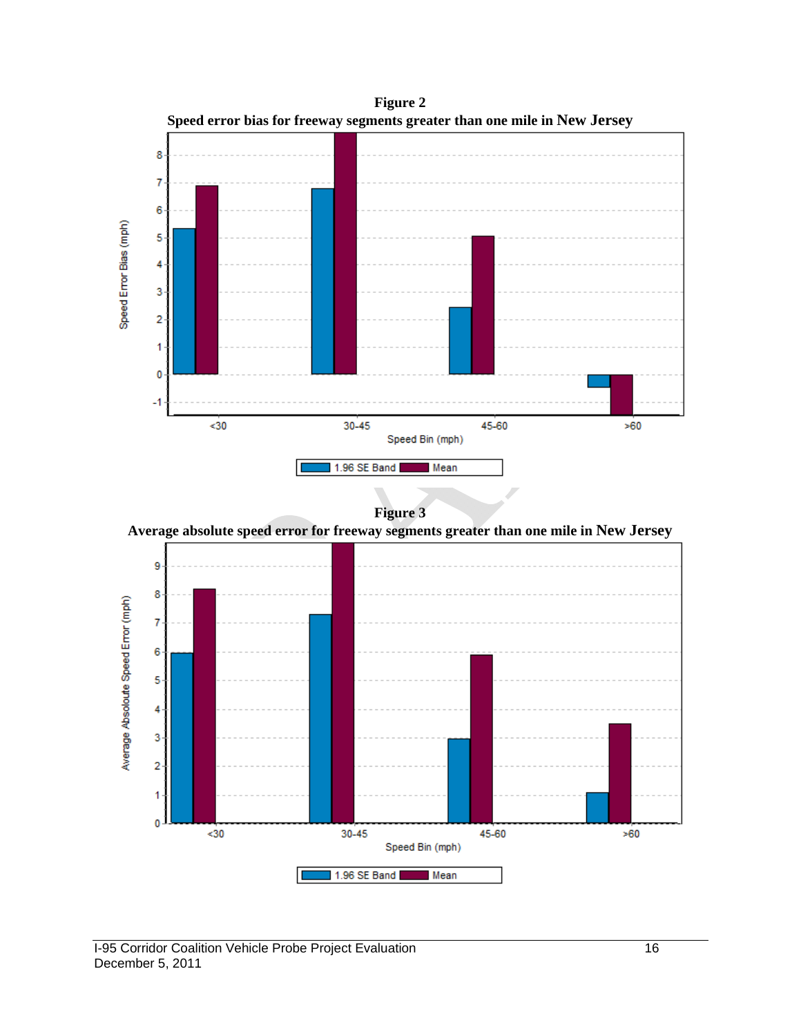**Figure 2**

**Speed error bias for freeway segments greater than one mile in New Jersey**

Speed Error Bias (mph)

8
7
6
5
4
3
2
1
0
-1

<30
30-45
45-60
>60

Speed Bin (mph)

1.96 SE Band
Mean

**Figure 3**

**Average absolute speed error for freeway segments greater than one mile in New Jersey**

Average Absoloute Speed Error (mph)

9
8
7
6
5
4
3
2
1
0

<30
30-45
45-60
>60

Speed Bin (mph)

1.96 SE Band
Mean